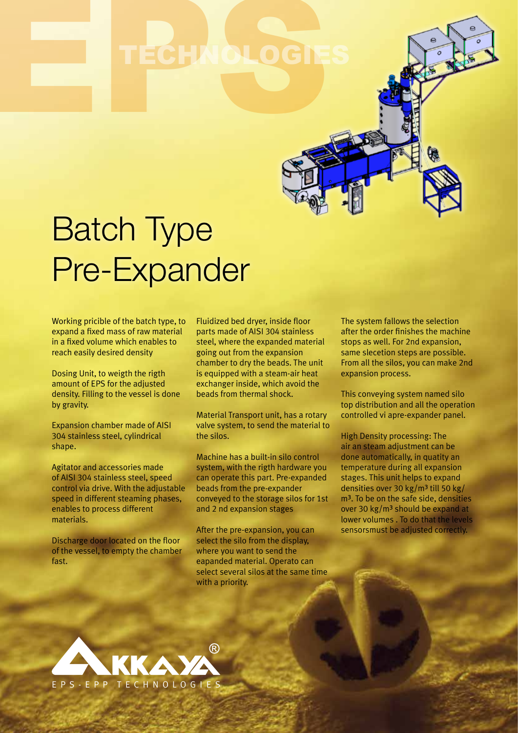EPS TECHNOLOGIES

# Batch Type Pre-Expander

Working pricible of the batch type, to expand a fixed mass of raw material in a fixed volume which enables to reach easily desired density

Dosing Unit, to weigth the rigth amount of EPS for the adjusted density. Filling to the vessel is done by gravity.

Expansion chamber made of AISI 304 stainless steel, cylindrical shape.

Agitator and accessories made of AISI 304 stainless steel, speed control via drive. With the adjustable speed in different steaming phases, enables to process different materials.

Discharge door located on the floor of the vessel, to empty the chamber fast.

Fluidized bed dryer, inside floor parts made of AISI 304 stainless steel, where the expanded material going out from the expansion chamber to dry the beads. The unit is equipped with a steam-air heat exchanger inside, which avoid the beads from thermal shock.

Material Transport unit, has a rotary valve system, to send the material to the silos.

Machine has a built-in silo control system, with the rigth hardware you can operate this part. Pre-expanded beads from the pre-expander conveyed to the storage silos for 1st and 2 nd expansion stages

After the pre-expansion, you can select the silo from the display, where you want to send the eapanded material. Operato can select several silos at the same time with a priority.

The system fallows the selection after the order finishes the machine stops as well. For 2nd expansion, same slecetion steps are possible. From all the silos, you can make 2nd expansion process.

This conveying system named silo top distribution and all the operation controlled vi apre-expander panel.

High Density processing: The air an steam adjustment can be done automatically, in quatity an temperature during all expansion stages. This unit helps to expand densities over 30 kg/m³ till 50 kg/m³. To be on the safe side, densities over 30 kg/m³ should be expand at lower volumes . To do that the levels sensorsmust be adjusted correctly.

AKKAYA®
EPS-EPP TECHNOLOGIES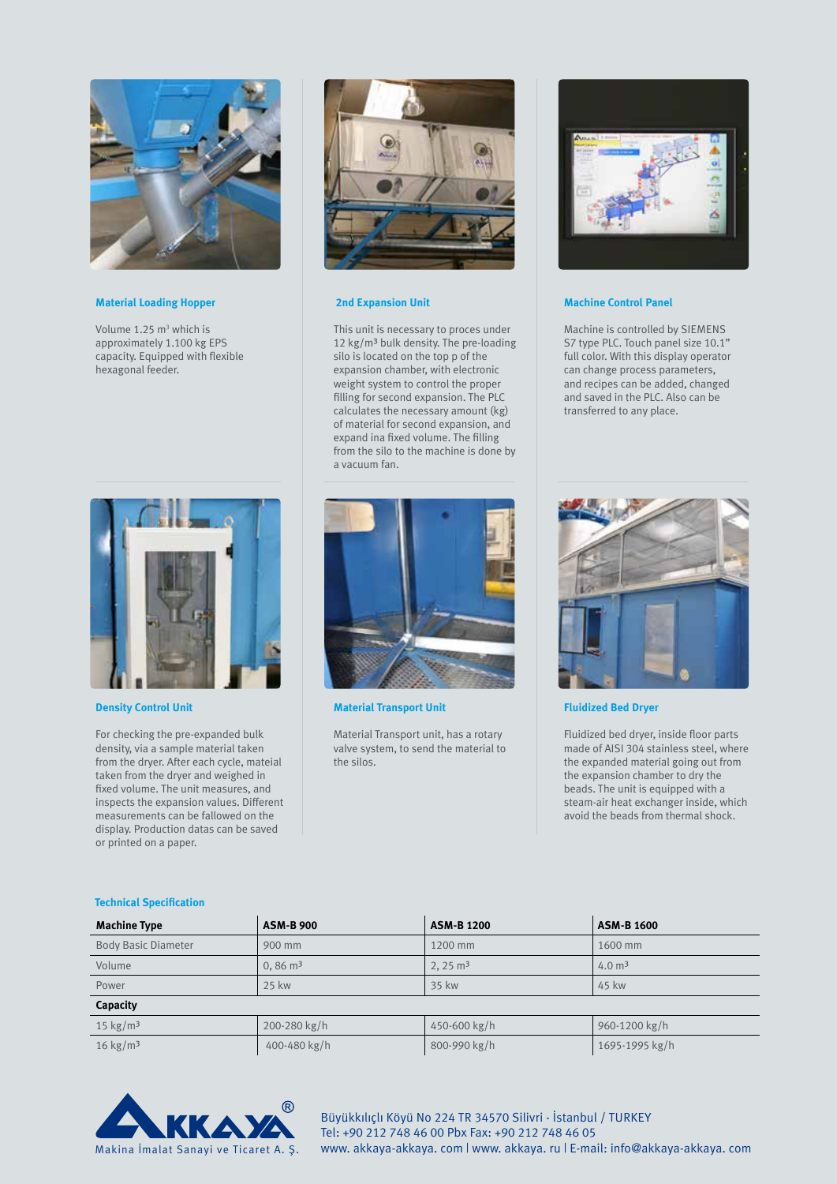### Material Loading Hopper

Volume 1.25 $m^3$ which is approximately 1.100 kg EPS capacity. Equipped with flexible hexagonal feeder.

### 2nd Expansion Unit

This unit is necessary to proces under 12 kg/m³ bulk density. The pre-loading silo is located on the top p of the expansion chamber, with electronic weight system to control the proper filling for second expansion. The PLC calculates the necessary amount (kg) of material for second expansion, and expand ina fixed volume. The filling from the silo to the machine is done by a vacuum fan.

### Machine Control Panel

Machine is controlled by SIEMENS S7 type PLC. Touch panel size 10.1" full color. With this display operator can change process parameters, and recipes can be added, changed and saved in the PLC. Also can be transferred to any place.

### Density Control Unit

For checking the pre-expanded bulk density, via a sample material taken from the dryer. After each cycle, mateial taken from the dryer and weighed in fixed volume. The unit measures, and inspects the expansion values. Different measurements can be fallowed on the display. Production datas can be saved or printed on a paper.

### Material Transport Unit

Material Transport unit, has a rotary valve system, to send the material to the silos.

### Fluidized Bed Dryer

Fluidized bed dryer, inside floor parts made of AISI 304 stainless steel, where the expanded material going out from the expansion chamber to dry the beads. The unit is equipped with a steam-air heat exchanger inside, which avoid the beads from thermal shock.

### Technical Specification

| **Machine Type** | **ASM-B 900** | **ASM-B 1200** | **ASM-B 1600** |
|---|---|---|---|
| Body Basic Diameter | 900 mm | 1200 mm | 1600 mm |
| Volume | 0, 86 m³ | 2, 25 m³ | 4.0 m³ |
| Power | 25 kw | 35 kw | 45 kw |
| **Capacity** | | | |
| 15 kg/m³ | 200-280 kg/h | 450-600 kg/h | 960-1200 kg/h |
| 16 kg/m³ | 400-480 kg/h | 800-990 kg/h | 1695-1995 kg/h |

AKKAYA®
Makina İmalat Sanayi ve Ticaret A. Ş.

Büyükkılıçlı Köyü No 224 TR 34570 Silivri - İstanbul / TURKEY
Tel: +90 212 748 46 00 Pbx Fax: +90 212 748 46 05
www. akkaya-akkaya. com | www. akkaya. ru | E-mail: info@akkaya-akkaya. com